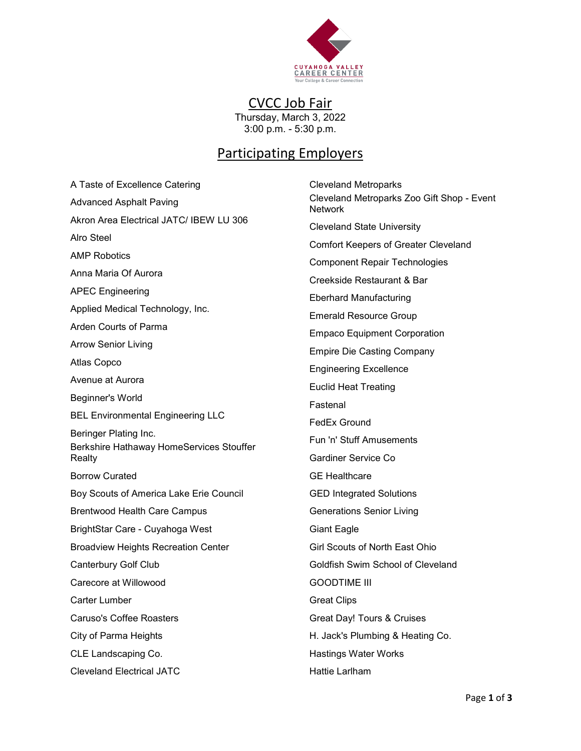CUYAHOGA VALLEY CAREER CENTER
Your College & Career Connection

# CVCC Job Fair

Thursday, March 3, 2022
3:00 p.m. - 5:30 p.m.

## Participating Employers

A Taste of Excellence Catering
Advanced Asphalt Paving
Akron Area Electrical JATC/ IBEW LU 306
Alro Steel
AMP Robotics
Anna Maria Of Aurora
APEC Engineering
Applied Medical Technology, Inc.
Arden Courts of Parma
Arrow Senior Living
Atlas Copco
Avenue at Aurora
Beginner's World
BEL Environmental Engineering LLC
Beringer Plating Inc.
Berkshire Hathaway HomeServices Stouffer Realty
Borrow Curated
Boy Scouts of America Lake Erie Council
Brentwood Health Care Campus
BrightStar Care - Cuyahoga West
Broadview Heights Recreation Center
Canterbury Golf Club
Carecore at Willowood
Carter Lumber
Caruso's Coffee Roasters
City of Parma Heights
CLE Landscaping Co.
Cleveland Electrical JATC
Cleveland Metroparks
Cleveland Metroparks Zoo Gift Shop - Event Network
Cleveland State University
Comfort Keepers of Greater Cleveland
Component Repair Technologies
Creekside Restaurant & Bar
Eberhard Manufacturing
Emerald Resource Group
Empaco Equipment Corporation
Empire Die Casting Company
Engineering Excellence
Euclid Heat Treating
Fastenal
FedEx Ground
Fun 'n' Stuff Amusements
Gardiner Service Co
GE Healthcare
GED Integrated Solutions
Generations Senior Living
Giant Eagle
Girl Scouts of North East Ohio
Goldfish Swim School of Cleveland
GOODTIME III
Great Clips
Great Day! Tours & Cruises
H. Jack's Plumbing & Heating Co.
Hastings Water Works
Hattie Larlham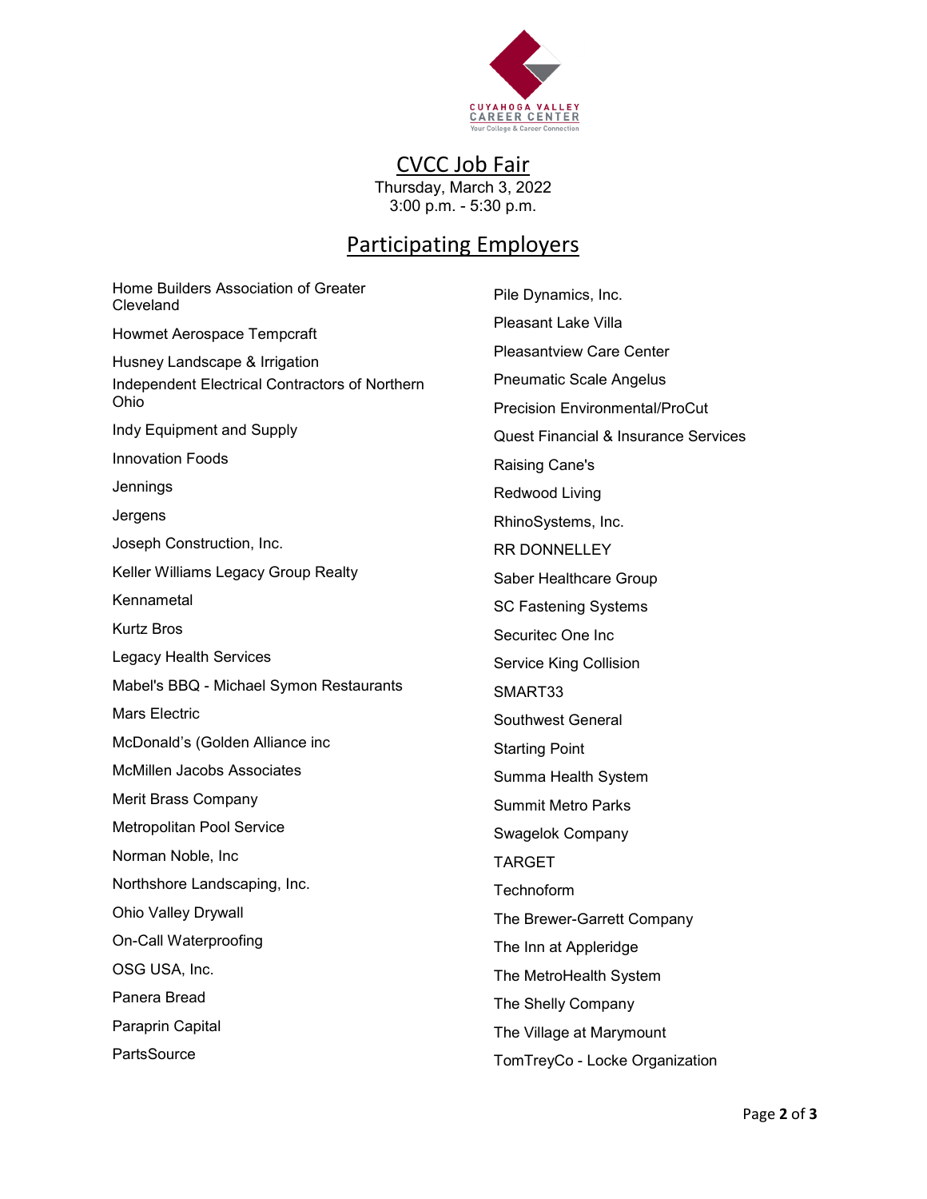CUYAHOGA VALLEY CAREER CENTER
Your College & Career Connection

# CVCC Job Fair

Thursday, March 3, 2022
3:00 p.m. - 5:30 p.m.

## Participating Employers

Home Builders Association of Greater Cleveland

Howmet Aerospace Tempcraft

Husney Landscape & Irrigation

Independent Electrical Contractors of Northern Ohio

Indy Equipment and Supply

Innovation Foods

Jennings

Jergens

Joseph Construction, Inc.

Keller Williams Legacy Group Realty

Kennametal

Kurtz Bros

Legacy Health Services

Mabel's BBQ - Michael Symon Restaurants

Mars Electric

McDonald's (Golden Alliance inc

McMillen Jacobs Associates

Merit Brass Company

Metropolitan Pool Service

Norman Noble, Inc

Northshore Landscaping, Inc.

Ohio Valley Drywall

On-Call Waterproofing

OSG USA, Inc.

Panera Bread

Paraprin Capital

PartsSource

Pile Dynamics, Inc.

Pleasant Lake Villa

Pleasantview Care Center

Pneumatic Scale Angelus

Precision Environmental/ProCut

Quest Financial & Insurance Services

Raising Cane's

Redwood Living

RhinoSystems, Inc.

RR DONNELLEY

Saber Healthcare Group

SC Fastening Systems

Securitec One Inc

Service King Collision

SMART33

Southwest General

Starting Point

Summa Health System

Summit Metro Parks

Swagelok Company

TARGET

Technoform

The Brewer-Garrett Company

The Inn at Appleridge

The MetroHealth System

The Shelly Company

The Village at Marymount

TomTreyCo - Locke Organization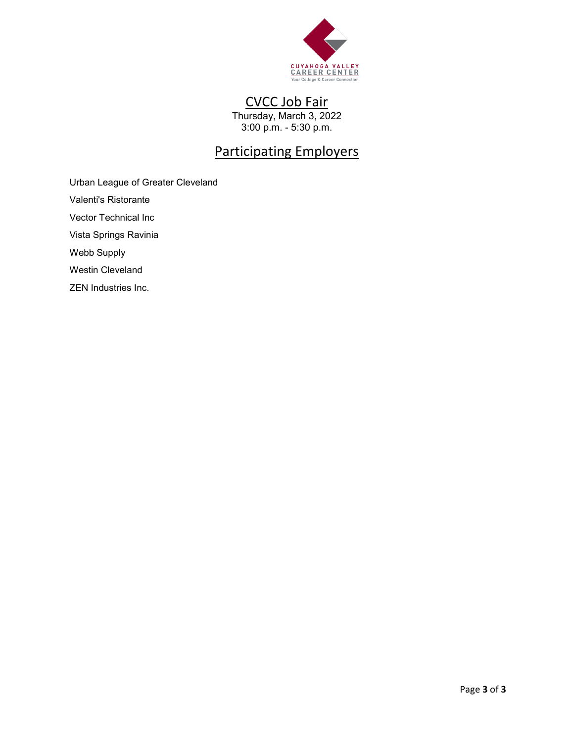# CVCC Job Fair

Thursday, March 3, 2022

3:00 p.m. - 5:30 p.m.

## Participating Employers

Urban League of Greater Cleveland

Valenti's Ristorante

Vector Technical Inc

Vista Springs Ravinia

Webb Supply

Westin Cleveland

ZEN Industries Inc.